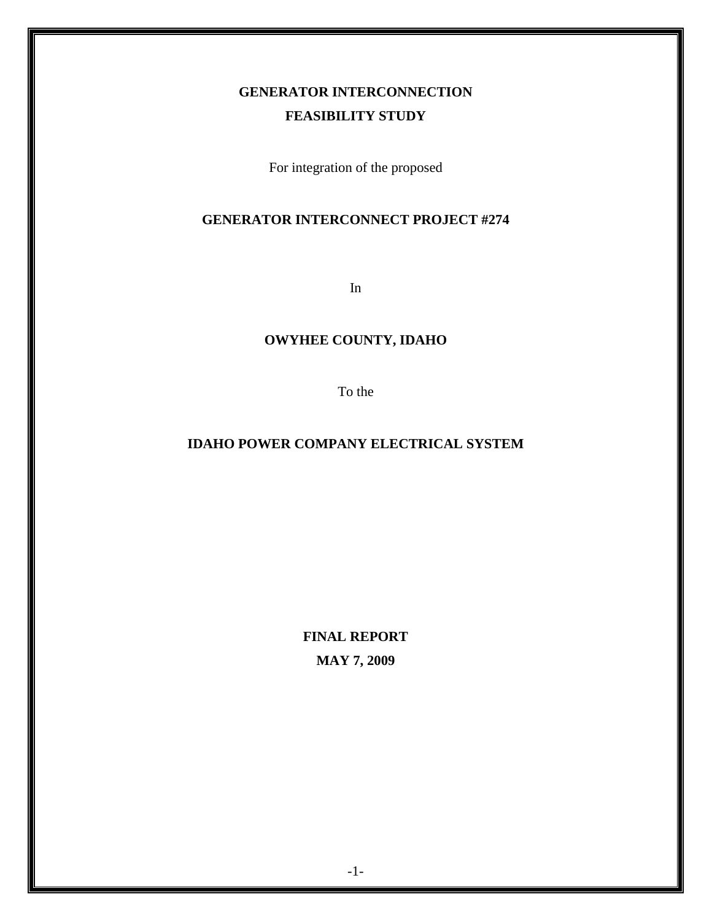# GENERATOR INTERCONNECTION FEASIBILITY STUDY

For integration of the proposed

**GENERATOR INTERCONNECT PROJECT #274**

In

**OWYHEE COUNTY, IDAHO**

To the

**IDAHO POWER COMPANY ELECTRICAL SYSTEM**

**FINAL REPORT**

**MAY 7, 2009**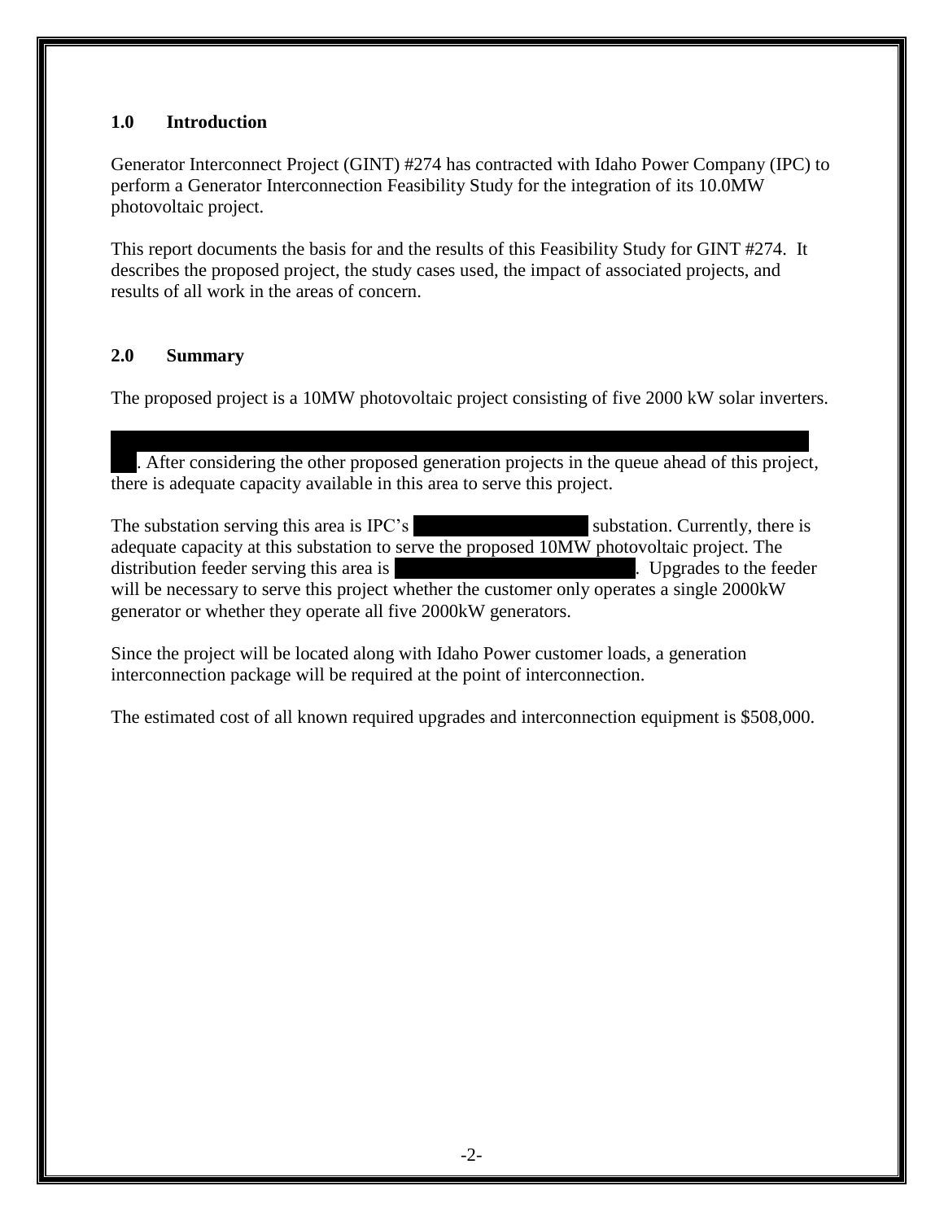## 1.0 Introduction

Generator Interconnect Project (GINT) #274 has contracted with Idaho Power Company (IPC) to perform a Generator Interconnection Feasibility Study for the integration of its 10.0MW photovoltaic project.

This report documents the basis for and the results of this Feasibility Study for GINT #274. It describes the proposed project, the study cases used, the impact of associated projects, and results of all work in the areas of concern.

## 2.0 Summary

The proposed project is a 10MW photovoltaic project consisting of five 2000 kW solar inverters.

. After considering the other proposed generation projects in the queue ahead of this project, there is adequate capacity available in this area to serve this project.

The substation serving this area is IPC's substation. Currently, there is adequate capacity at this substation to serve the proposed 10MW photovoltaic project. The distribution feeder serving this area is . Upgrades to the feeder will be necessary to serve this project whether the customer only operates a single 2000kW generator or whether they operate all five 2000kW generators.

Since the project will be located along with Idaho Power customer loads, a generation interconnection package will be required at the point of interconnection.

The estimated cost of all known required upgrades and interconnection equipment is $508,000.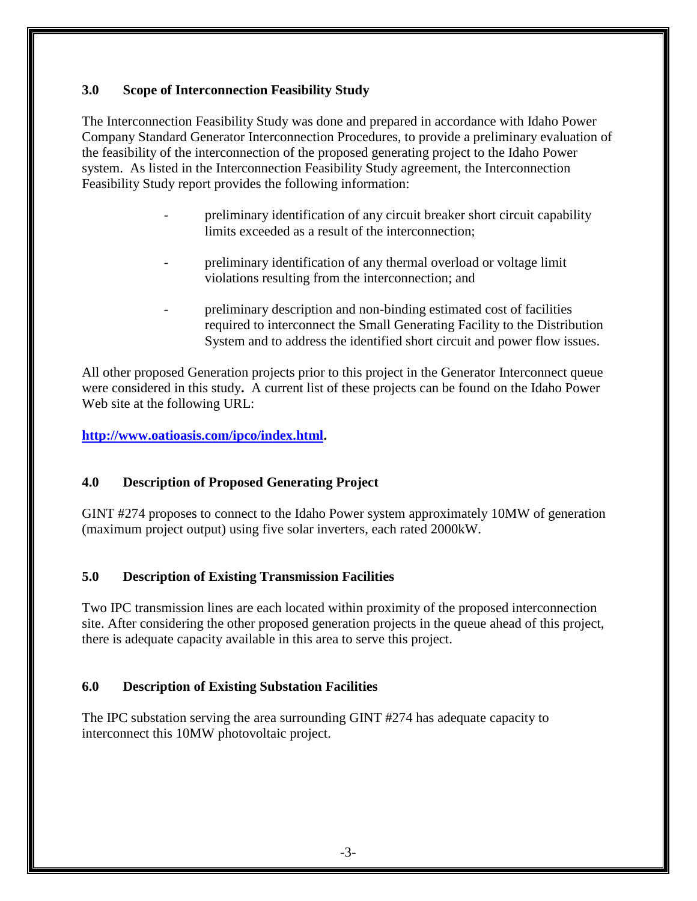## 3.0 Scope of Interconnection Feasibility Study

The Interconnection Feasibility Study was done and prepared in accordance with Idaho Power Company Standard Generator Interconnection Procedures, to provide a preliminary evaluation of the feasibility of the interconnection of the proposed generating project to the Idaho Power system. As listed in the Interconnection Feasibility Study agreement, the Interconnection Feasibility Study report provides the following information:

- preliminary identification of any circuit breaker short circuit capability limits exceeded as a result of the interconnection;
- preliminary identification of any thermal overload or voltage limit violations resulting from the interconnection; and
- preliminary description and non-binding estimated cost of facilities required to interconnect the Small Generating Facility to the Distribution System and to address the identified short circuit and power flow issues.

All other proposed Generation projects prior to this project in the Generator Interconnect queue were considered in this study**.** A current list of these projects can be found on the Idaho Power Web site at the following URL:

**[http://www.oatioasis.com/ipco/index.html](http://www.oatioasis.com/ipco/index.html).**

## 4.0 Description of Proposed Generating Project

GINT #274 proposes to connect to the Idaho Power system approximately 10MW of generation (maximum project output) using five solar inverters, each rated 2000kW.

## 5.0 Description of Existing Transmission Facilities

Two IPC transmission lines are each located within proximity of the proposed interconnection site. After considering the other proposed generation projects in the queue ahead of this project, there is adequate capacity available in this area to serve this project.

## 6.0 Description of Existing Substation Facilities

The IPC substation serving the area surrounding GINT #274 has adequate capacity to interconnect this 10MW photovoltaic project.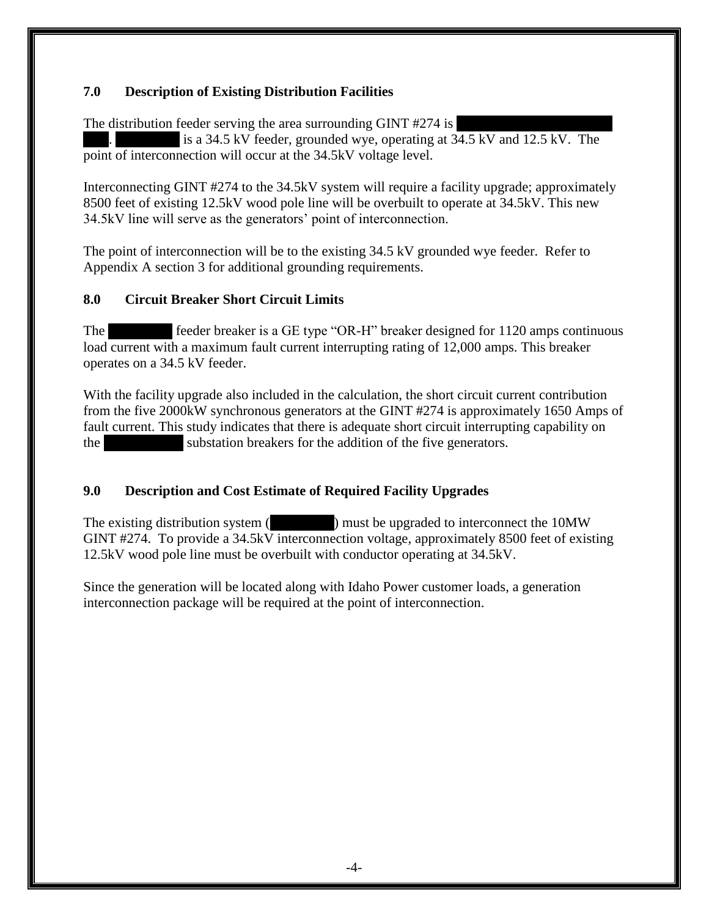## 7.0 Description of Existing Distribution Facilities

The distribution feeder serving the area surrounding GINT #274 is . is a 34.5 kV feeder, grounded wye, operating at 34.5 kV and 12.5 kV. The point of interconnection will occur at the 34.5kV voltage level.

Interconnecting GINT #274 to the 34.5kV system will require a facility upgrade; approximately 8500 feet of existing 12.5kV wood pole line will be overbuilt to operate at 34.5kV. This new 34.5kV line will serve as the generators' point of interconnection.

The point of interconnection will be to the existing 34.5 kV grounded wye feeder. Refer to Appendix A section 3 for additional grounding requirements.

## 8.0 Circuit Breaker Short Circuit Limits

The feeder breaker is a GE type "OR-H" breaker designed for 1120 amps continuous load current with a maximum fault current interrupting rating of 12,000 amps. This breaker operates on a 34.5 kV feeder.

With the facility upgrade also included in the calculation, the short circuit current contribution from the five 2000kW synchronous generators at the GINT #274 is approximately 1650 Amps of fault current. This study indicates that there is adequate short circuit interrupting capability on the substation breakers for the addition of the five generators.

## 9.0 Description and Cost Estimate of Required Facility Upgrades

The existing distribution system ( ) must be upgraded to interconnect the 10MW GINT #274. To provide a 34.5kV interconnection voltage, approximately 8500 feet of existing 12.5kV wood pole line must be overbuilt with conductor operating at 34.5kV.

Since the generation will be located along with Idaho Power customer loads, a generation interconnection package will be required at the point of interconnection.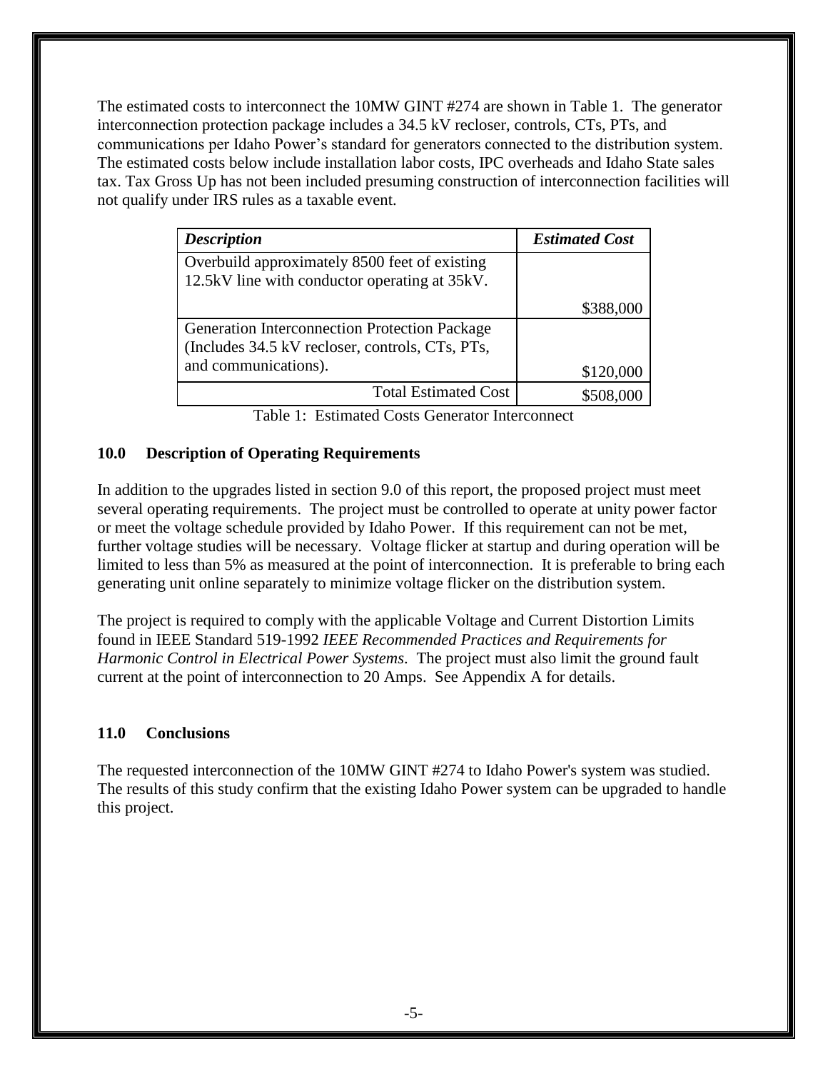The estimated costs to interconnect the 10MW GINT #274 are shown in Table 1. The generator interconnection protection package includes a 34.5 kV recloser, controls, CTs, PTs, and communications per Idaho Power's standard for generators connected to the distribution system. The estimated costs below include installation labor costs, IPC overheads and Idaho State sales tax. Tax Gross Up has not been included presuming construction of interconnection facilities will not qualify under IRS rules as a taxable event.

| ***Description*** | ***Estimated Cost*** |
|---|---|
| Overbuild approximately 8500 feet of existing 12.5kV line with conductor operating at 35kV. | \$388,000 |
| Generation Interconnection Protection Package (Includes 34.5 kV recloser, controls, CTs, PTs, and communications). | \$120,000 |
| Total Estimated Cost | \$508,000 |

Table 1: Estimated Costs Generator Interconnect

## 10.0 Description of Operating Requirements

In addition to the upgrades listed in section 9.0 of this report, the proposed project must meet several operating requirements. The project must be controlled to operate at unity power factor or meet the voltage schedule provided by Idaho Power. If this requirement can not be met, further voltage studies will be necessary. Voltage flicker at startup and during operation will be limited to less than 5% as measured at the point of interconnection. It is preferable to bring each generating unit online separately to minimize voltage flicker on the distribution system.

The project is required to comply with the applicable Voltage and Current Distortion Limits found in IEEE Standard 519-1992 *IEEE Recommended Practices and Requirements for Harmonic Control in Electrical Power Systems*. The project must also limit the ground fault current at the point of interconnection to 20 Amps. See Appendix A for details.

## 11.0 Conclusions

The requested interconnection of the 10MW GINT #274 to Idaho Power's system was studied. The results of this study confirm that the existing Idaho Power system can be upgraded to handle this project.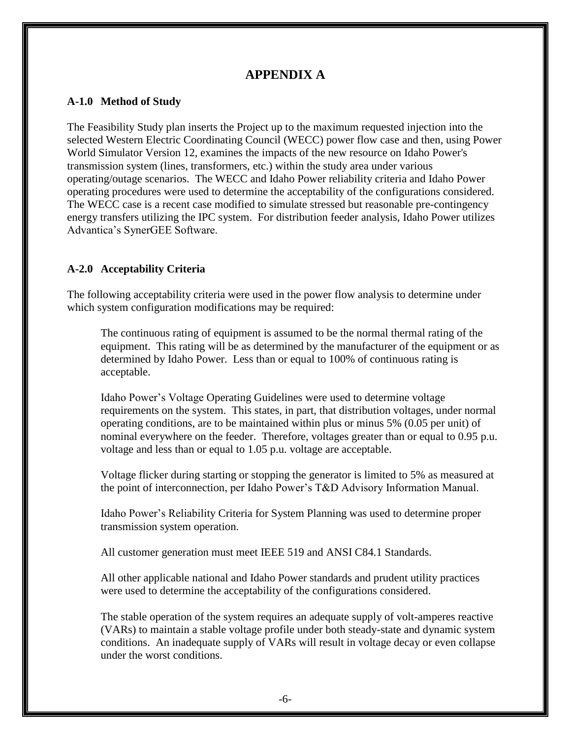# APPENDIX A

### A-1.0 Method of Study

The Feasibility Study plan inserts the Project up to the maximum requested injection into the selected Western Electric Coordinating Council (WECC) power flow case and then, using Power World Simulator Version 12, examines the impacts of the new resource on Idaho Power's transmission system (lines, transformers, etc.) within the study area under various operating/outage scenarios. The WECC and Idaho Power reliability criteria and Idaho Power operating procedures were used to determine the acceptability of the configurations considered. The WECC case is a recent case modified to simulate stressed but reasonable pre-contingency energy transfers utilizing the IPC system. For distribution feeder analysis, Idaho Power utilizes Advantica's SynerGEE Software.

### A-2.0 Acceptability Criteria

The following acceptability criteria were used in the power flow analysis to determine under which system configuration modifications may be required:

The continuous rating of equipment is assumed to be the normal thermal rating of the equipment. This rating will be as determined by the manufacturer of the equipment or as determined by Idaho Power. Less than or equal to 100% of continuous rating is acceptable.

Idaho Power's Voltage Operating Guidelines were used to determine voltage requirements on the system. This states, in part, that distribution voltages, under normal operating conditions, are to be maintained within plus or minus 5% (0.05 per unit) of nominal everywhere on the feeder. Therefore, voltages greater than or equal to 0.95 p.u. voltage and less than or equal to 1.05 p.u. voltage are acceptable.

Voltage flicker during starting or stopping the generator is limited to 5% as measured at the point of interconnection, per Idaho Power's T&D Advisory Information Manual.

Idaho Power's Reliability Criteria for System Planning was used to determine proper transmission system operation.

All customer generation must meet IEEE 519 and ANSI C84.1 Standards.

All other applicable national and Idaho Power standards and prudent utility practices were used to determine the acceptability of the configurations considered.

The stable operation of the system requires an adequate supply of volt-amperes reactive (VARs) to maintain a stable voltage profile under both steady-state and dynamic system conditions. An inadequate supply of VARs will result in voltage decay or even collapse under the worst conditions.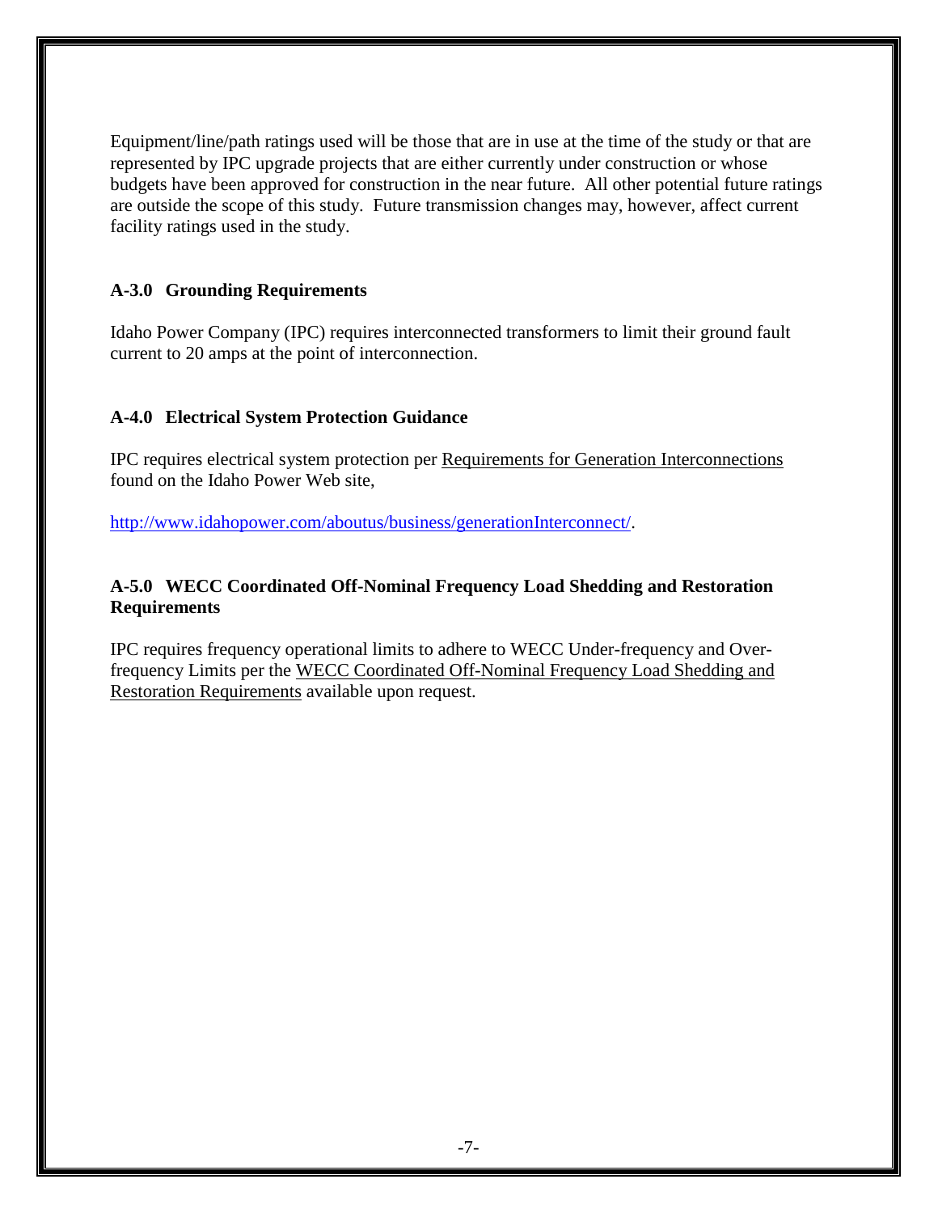Equipment/line/path ratings used will be those that are in use at the time of the study or that are represented by IPC upgrade projects that are either currently under construction or whose budgets have been approved for construction in the near future. All other potential future ratings are outside the scope of this study. Future transmission changes may, however, affect current facility ratings used in the study.

### A-3.0 Grounding Requirements

Idaho Power Company (IPC) requires interconnected transformers to limit their ground fault current to 20 amps at the point of interconnection.

### A-4.0 Electrical System Protection Guidance

IPC requires electrical system protection per Requirements for Generation Interconnections found on the Idaho Power Web site,

http://www.idahopower.com/aboutus/business/generationInterconnect/.

### A-5.0 WECC Coordinated Off-Nominal Frequency Load Shedding and Restoration Requirements

IPC requires frequency operational limits to adhere to WECC Under-frequency and Over-frequency Limits per the WECC Coordinated Off-Nominal Frequency Load Shedding and Restoration Requirements available upon request.